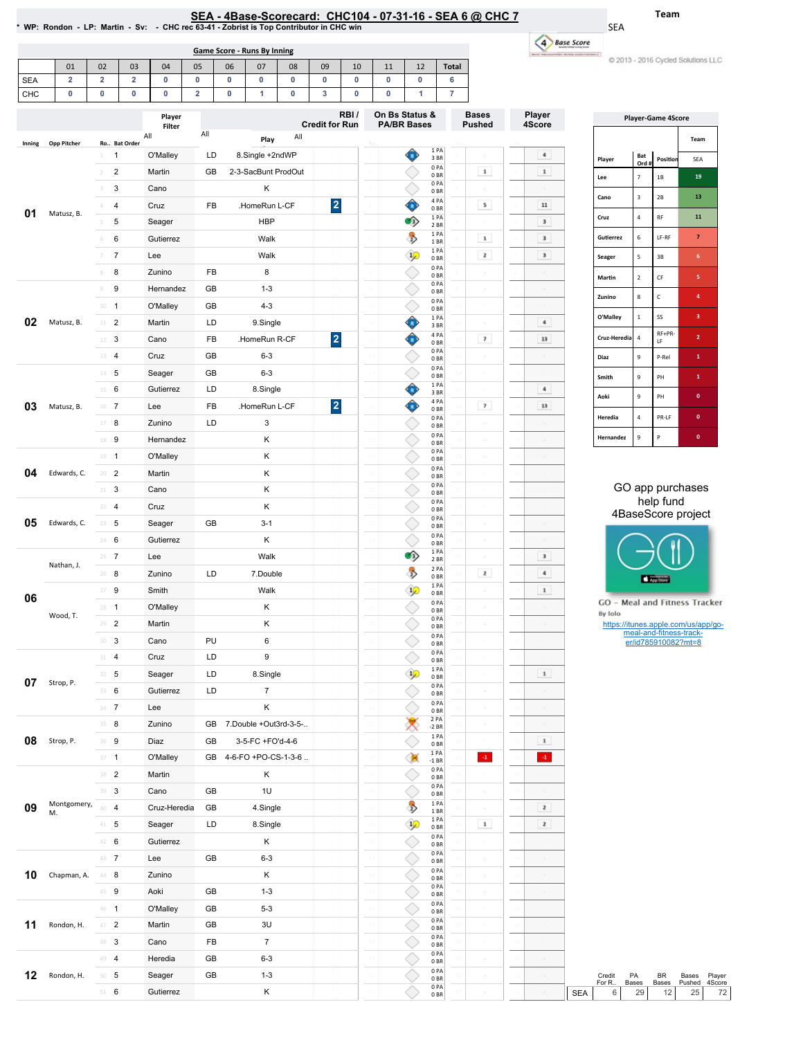# SEA - 4Base-Scorecard: CHC104 - 07-31-16 - SEA 6 @ CHC 7

* WP: Rondon - LP: Martin - Sv: - CHC rec 63-41 - Zobrist is Top Contributor in CHC win

Team: SEA

© 2013 - 2016 Cycled Solutions LLC

## Game Score - Runs By Inning

| | 01 | 02 | 03 | 04 | 05 | 06 | 07 | 08 | 09 | 10 | 11 | 12 | Total |
|---|---|---|---|---|---|---|---|---|---|---|---|---|---|
| SEA | 2 | 2 | 2 | 0 | 0 | 0 | 0 | 0 | 0 | 0 | 0 | 0 | 6 |
| CHC | 0 | 0 | 0 | 0 | 2 | 0 | 1 | 0 | 3 | 0 | 0 | 1 | 7 |

| Inning | Opp Pitcher | Ro.. | Bat Order | Player | | Play | RBI / Credit for Run | On Bs Status & PA/BR Bases | Bases Pushed | Player 4Score |
|---|---|---|---|---|---|---|---|---|---|---|
| 01 | Matusz, B. | 1 | 1 | O'Malley | LD | 8.Single +2ndWP | | 1 PA 3 BR | | 4 |
| | | 2 | 2 | Martin | GB | 2-3-SacBunt ProdOut | | 0 PA 0 BR | 1 | 1 |
| | | 3 | 3 | Cano | | K | | 0 PA 0 BR | | |
| | | 4 | 4 | Cruz | FB | .HomeRun L-CF | 2 | 4 PA 0 BR | 5 | 11 |
| | | 5 | 5 | Seager | | HBP | | 1 PA 2 BR | | 3 |
| | | 6 | 6 | Gutierrez | | Walk | | 1 PA 1 BR | 1 | 3 |
| | | 7 | 7 | Lee | | Walk | | 1 PA 0 BR | 2 | 3 |
| | | 8 | 8 | Zunino | FB | 8 | | 0 PA 0 BR | | |
| 02 | Matusz, B. | 9 | 9 | Hernandez | GB | 1-3 | | 0 PA 0 BR | | |
| | | 10 | 1 | O'Malley | GB | 4-3 | | 0 PA 0 BR | | |
| | | 11 | 2 | Martin | LD | 9.Single | | 1 PA 3 BR | | 4 |
| | | 12 | 3 | Cano | FB | .HomeRun R-CF | 2 | 4 PA 0 BR | 7 | 13 |
| | | 13 | 4 | Cruz | GB | 6-3 | | 0 PA 0 BR | | |
| 03 | Matusz, B. | 14 | 5 | Seager | GB | 6-3 | | 0 PA 0 BR | | |
| | | 15 | 6 | Gutierrez | LD | 8.Single | | 1 PA 3 BR | | 4 |
| | | 16 | 7 | Lee | FB | .HomeRun L-CF | 2 | 4 PA 0 BR | 7 | 13 |
| | | 17 | 8 | Zunino | LD | 3 | | 0 PA 0 BR | | |
| | | 18 | 9 | Hernandez | | K | | 0 PA 0 BR | | |
| 04 | Edwards, C. | 19 | 1 | O'Malley | | K | | 0 PA 0 BR | | |
| | | 20 | 2 | Martin | | K | | 0 PA 0 BR | | |
| | | 21 | 3 | Cano | | K | | 0 PA 0 BR | | |
| 05 | Edwards, C. | 22 | 4 | Cruz | | K | | 0 PA 0 BR | | |
| | | 23 | 5 | Seager | GB | 3-1 | | 0 PA 0 BR | | |
| | | 24 | 6 | Gutierrez | | K | | 0 PA 0 BR | | |
| 06 | Nathan, J. | 25 | 7 | Lee | | Walk | | 1 PA 2 BR | | 3 |
| | | 26 | 8 | Zunino | LD | 7.Double | | 2 PA 0 BR | 2 | 4 |
| | | 27 | 9 | Smith | | Walk | | 1 PA 0 BR | | 1 |
| | Wood, T. | 28 | 1 | O'Malley | | K | | 0 PA 0 BR | | |
| | | 29 | 2 | Martin | | K | | 0 PA 0 BR | | |
| | | 30 | 3 | Cano | PU | 6 | | 0 PA 0 BR | | |
| 07 | Strop, P. | 31 | 4 | Cruz | LD | 9 | | 0 PA 0 BR | | |
| | | 32 | 5 | Seager | LD | 8.Single | | 1 PA 0 BR | | 1 |
| | | 33 | 6 | Gutierrez | LD | 7 | | 0 PA 0 BR | | |
| | | 34 | 7 | Lee | | K | | 0 PA 0 BR | | |
| 08 | Strop, P. | 35 | 8 | Zunino | GB | 7.Double +Out3rd-3-5-.. | | 2 PA -2 BR | | |
| | | 36 | 9 | Diaz | GB | 3-5-FC +FO'd-4-6 | | 1 PA 0 BR | | 1 |
| | | 37 | 1 | O'Malley | GB | 4-6-FO +PO-CS-1-3-6 .. | | 1 PA -1 BR | -1 | -1 |
| 09 | Montgomery, M. | 38 | 2 | Martin | | K | | 0 PA 0 BR | | |
| | | 39 | 3 | Cano | GB | 1U | | 0 PA 0 BR | | |
| | | 40 | 4 | Cruz-Heredia | GB | 4.Single | | 1 PA 1 BR | | 2 |
| | | 41 | 5 | Seager | LD | 8.Single | | 1 PA 0 BR | 1 | 2 |
| | | 42 | 6 | Gutierrez | | K | | 0 PA 0 BR | | |
| 10 | Chapman, A. | 43 | 7 | Lee | GB | 6-3 | | 0 PA 0 BR | | |
| | | 44 | 8 | Zunino | | K | | 0 PA 0 BR | | |
| | | 45 | 9 | Aoki | GB | 1-3 | | 0 PA 0 BR | | |
| 11 | Rondon, H. | 46 | 1 | O'Malley | GB | 5-3 | | 0 PA 0 BR | | |
| | | 47 | 2 | Martin | GB | 3U | | 0 PA 0 BR | | |
| | | 48 | 3 | Cano | FB | 7 | | 0 PA 0 BR | | |
| 12 | Rondon, H. | 49 | 4 | Heredia | GB | 6-3 | | 0 PA 0 BR | | |
| | | 50 | 5 | Seager | GB | 1-3 | | 0 PA 0 BR | | |
| | | 51 | 6 | Gutierrez | | K | | 0 PA 0 BR | | |

## Player-Game 4Score

| Player | Bat Ord # | Position | SEA |
|---|---|---|---|
| Lee | 7 | 1B | 19 |
| Cano | 3 | 2B | 13 |
| Cruz | 4 | RF | 11 |
| Gutierrez | 6 | LF-RF | 7 |
| Seager | 5 | 3B | 6 |
| Martin | 2 | CF | 5 |
| Zunino | 8 | C | 4 |
| O'Malley | 1 | SS | 3 |
| Cruz-Heredia | 4 | RF+PR-LF | 2 |
| Diaz | 9 | P-Rel | 1 |
| Smith | 9 | PH | 1 |
| Aoki | 9 | PH | 0 |
| Heredia | 4 | PR-LF | 0 |
| Hernandez | 9 | P | 0 |

| | Credit For R.. | PA Bases | BR Bases | Bases Pushed | Player 4Score |
|---|---|---|---|---|---|
| SEA | 6 | 29 | 12 | 25 | 72 |

GO app purchases help fund 4BaseScore project

GO - Meal and Fitness Tracker
By Iolo
https://itunes.apple.com/us/app/go-meal-and-fitness-track-er/id785910082?mt=8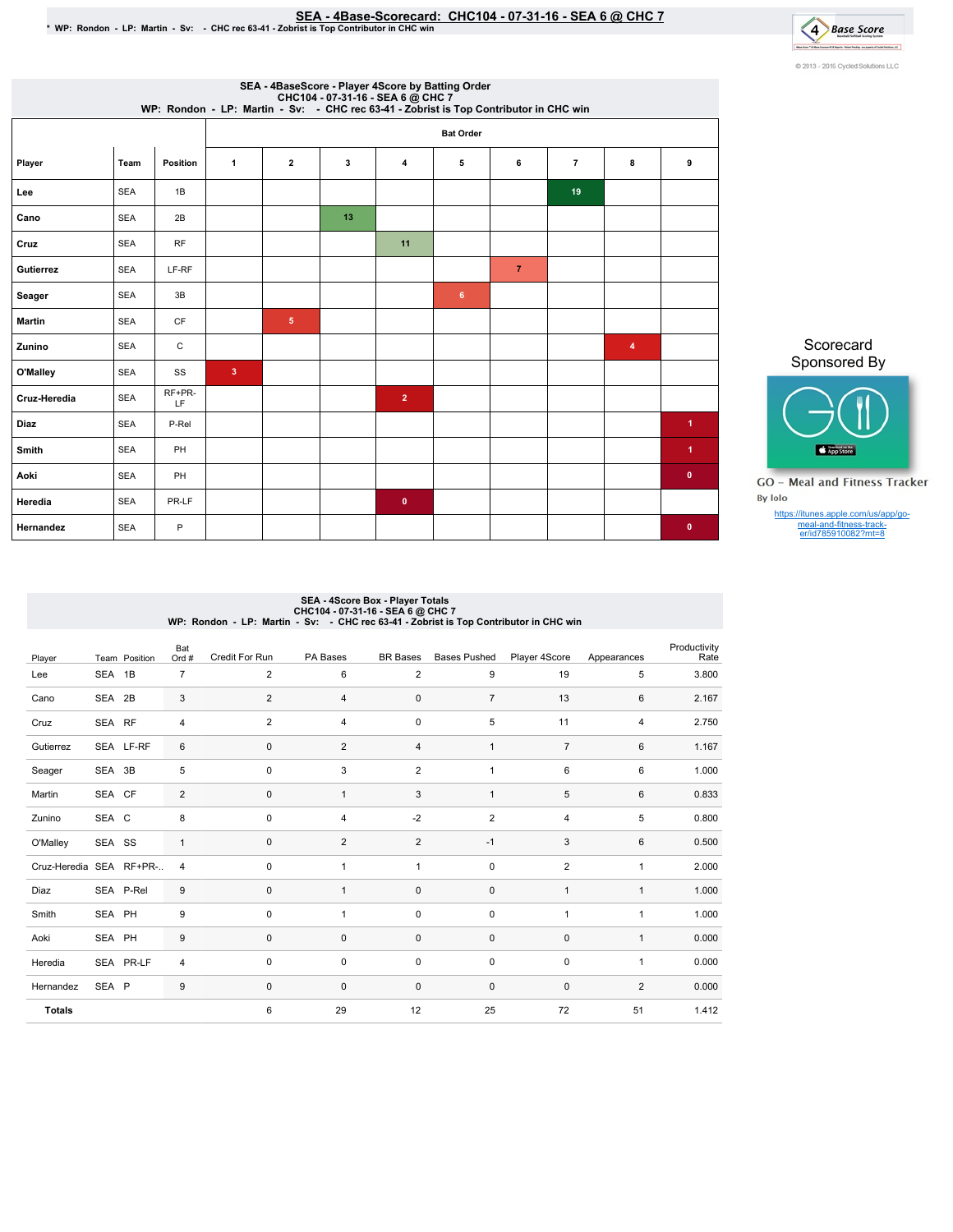# SEA - 4Base-Scorecard: CHC104 - 07-31-16 - SEA 6 @ CHC 7

\* WP: Rondon - LP: Martin - Sv: - CHC rec 63-41 - Zobrist is Top Contributor in CHC win

© 2013 - 2016 Cycled Solutions LLC

## SEA - 4BaseScore - Player 4Score by Batting Order
CHC104 - 07-31-16 - SEA 6 @ CHC 7
WP: Rondon - LP: Martin - Sv: - CHC rec 63-41 - Zobrist is Top Contributor in CHC win

| Player | Team | Position | Bat Order 1 | 2 | 3 | 4 | 5 | 6 | 7 | 8 | 9 |
|---|---|---|---|---|---|---|---|---|---|---|---|
| Lee | SEA | 1B | | | | | | | 19 | | |
| Cano | SEA | 2B | | | 13 | | | | | | |
| Cruz | SEA | RF | | | | 11 | | | | | |
| Gutierrez | SEA | LF-RF | | | | | | 7 | | | |
| Seager | SEA | 3B | | | | | 6 | | | | |
| Martin | SEA | CF | | 5 | | | | | | | |
| Zunino | SEA | C | | | | | | | | 4 | |
| O'Malley | SEA | SS | 3 | | | | | | | | |
| Cruz-Heredia | SEA | RF+PR-LF | | | | 2 | | | | | |
| Diaz | SEA | P-Rel | | | | | | | | | 1 |
| Smith | SEA | PH | | | | | | | | | 1 |
| Aoki | SEA | PH | | | | | | | | | 0 |
| Heredia | SEA | PR-LF | | | | 0 | | | | | |
| Hernandez | SEA | P | | | | | | | | | 0 |

Scorecard Sponsored By

GO - Meal and Fitness Tracker
By Iolo

https://itunes.apple.com/us/app/go-meal-and-fitness-track-er/id785910082?mt=8

## SEA - 4Score Box - Player Totals
CHC104 - 07-31-16 - SEA 6 @ CHC 7
WP: Rondon - LP: Martin - Sv: - CHC rec 63-41 - Zobrist is Top Contributor in CHC win

| Player | Team | Position | Bat Ord # | Credit For Run | PA Bases | BR Bases | Bases Pushed | Player 4Score | Appearances | Productivity Rate |
|---|---|---|---|---|---|---|---|---|---|---|
| Lee | SEA | 1B | 7 | 2 | 6 | 2 | 9 | 19 | 5 | 3.800 |
| Cano | SEA | 2B | 3 | 2 | 4 | 0 | 7 | 13 | 6 | 2.167 |
| Cruz | SEA | RF | 4 | 2 | 4 | 0 | 5 | 11 | 4 | 2.750 |
| Gutierrez | SEA | LF-RF | 6 | 0 | 2 | 4 | 1 | 7 | 6 | 1.167 |
| Seager | SEA | 3B | 5 | 0 | 3 | 2 | 1 | 6 | 6 | 1.000 |
| Martin | SEA | CF | 2 | 0 | 1 | 3 | 1 | 5 | 6 | 0.833 |
| Zunino | SEA | C | 8 | 0 | 4 | -2 | 2 | 4 | 5 | 0.800 |
| O'Malley | SEA | SS | 1 | 0 | 2 | 2 | -1 | 3 | 6 | 0.500 |
| Cruz-Heredia | SEA | RF+PR-.. | 4 | 0 | 1 | 1 | 0 | 2 | 1 | 2.000 |
| Diaz | SEA | P-Rel | 9 | 0 | 1 | 0 | 0 | 1 | 1 | 1.000 |
| Smith | SEA | PH | 9 | 0 | 1 | 0 | 0 | 1 | 1 | 1.000 |
| Aoki | SEA | PH | 9 | 0 | 0 | 0 | 0 | 0 | 1 | 0.000 |
| Heredia | SEA | PR-LF | 4 | 0 | 0 | 0 | 0 | 0 | 1 | 0.000 |
| Hernandez | SEA | P | 9 | 0 | 0 | 0 | 0 | 0 | 2 | 0.000 |
| **Totals** | | | | 6 | 29 | 12 | 25 | 72 | 51 | 1.412 |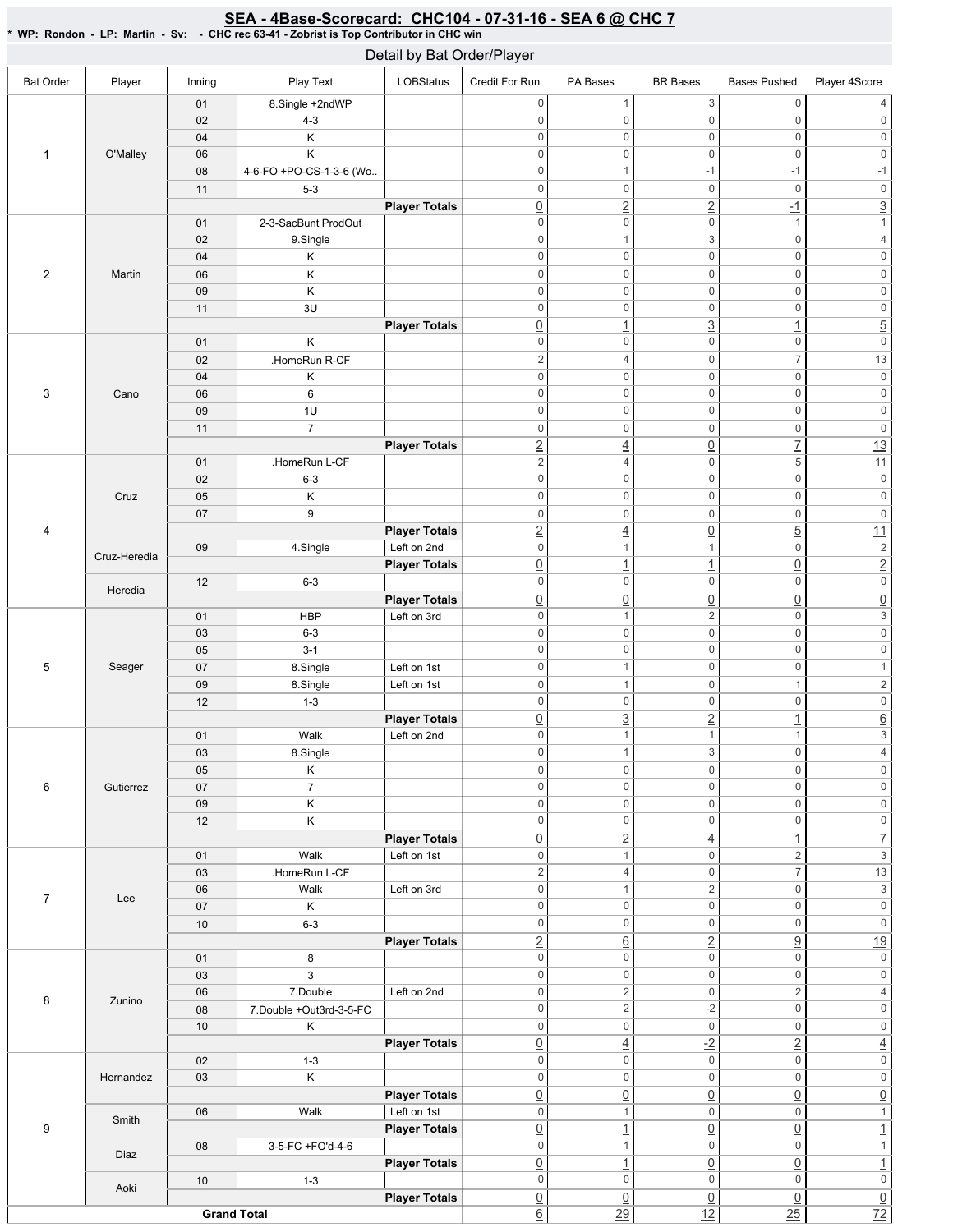## SEA - 4Base-Scorecard: CHC104 - 07-31-16 - SEA 6 @ CHC 7

**\* WP: Rondon - LP: Martin - Sv: - CHC rec 63-41 - Zobrist is Top Contributor in CHC win**

### Detail by Bat Order/Player

| Bat Order | Player | Inning | Play Text | LOBStatus | Credit For Run | PA Bases | BR Bases | Bases Pushed | Player 4Score |
|---|---|---|---|---|---|---|---|---|---|
| 1 | O'Malley | 01 | 8.Single +2ndWP | | 0 | 1 | 3 | 0 | 4 |
| | | 02 | 4-3 | | 0 | 0 | 0 | 0 | 0 |
| | | 04 | K | | 0 | 0 | 0 | 0 | 0 |
| | | 06 | K | | 0 | 0 | 0 | 0 | 0 |
| | | 08 | 4-6-FO +PO-CS-1-3-6 (Wo.. | | 0 | 1 | -1 | -1 | -1 |
| | | 11 | 5-3 | | 0 | 0 | 0 | 0 | 0 |
| | | | | **Player Totals** | 0 | 2 | 2 | -1 | 3 |
| 2 | Martin | 01 | 2-3-SacBunt ProdOut | | 0 | 0 | 0 | 1 | 1 |
| | | 02 | 9.Single | | 0 | 1 | 3 | 0 | 4 |
| | | 04 | K | | 0 | 0 | 0 | 0 | 0 |
| | | 06 | K | | 0 | 0 | 0 | 0 | 0 |
| | | 09 | K | | 0 | 0 | 0 | 0 | 0 |
| | | 11 | 3U | | 0 | 0 | 0 | 0 | 0 |
| | | | | **Player Totals** | 0 | 1 | 3 | 1 | 5 |
| 3 | Cano | 01 | K | | 0 | 0 | 0 | 0 | 0 |
| | | 02 | .HomeRun R-CF | | 2 | 4 | 0 | 7 | 13 |
| | | 04 | K | | 0 | 0 | 0 | 0 | 0 |
| | | 06 | 6 | | 0 | 0 | 0 | 0 | 0 |
| | | 09 | 1U | | 0 | 0 | 0 | 0 | 0 |
| | | 11 | 7 | | 0 | 0 | 0 | 0 | 0 |
| | | | | **Player Totals** | 2 | 4 | 0 | 7 | 13 |
| 4 | Cruz | 01 | .HomeRun L-CF | | 2 | 4 | 0 | 5 | 11 |
| | | 02 | 6-3 | | 0 | 0 | 0 | 0 | 0 |
| | | 05 | K | | 0 | 0 | 0 | 0 | 0 |
| | | 07 | 9 | | 0 | 0 | 0 | 0 | 0 |
| | | | | **Player Totals** | 2 | 4 | 0 | 5 | 11 |
| | Cruz-Heredia | 09 | 4.Single | Left on 2nd | 0 | 1 | 1 | 0 | 2 |
| | | | | **Player Totals** | 0 | 1 | 1 | 0 | 2 |
| | Heredia | 12 | 6-3 | | 0 | 0 | 0 | 0 | 0 |
| | | | | **Player Totals** | 0 | 0 | 0 | 0 | 0 |
| 5 | Seager | 01 | HBP | Left on 3rd | 0 | 1 | 2 | 0 | 3 |
| | | 03 | 6-3 | | 0 | 0 | 0 | 0 | 0 |
| | | 05 | 3-1 | | 0 | 0 | 0 | 0 | 0 |
| | | 07 | 8.Single | Left on 1st | 0 | 1 | 0 | 0 | 1 |
| | | 09 | 8.Single | Left on 1st | 0 | 1 | 0 | 1 | 2 |
| | | 12 | 1-3 | | 0 | 0 | 0 | 0 | 0 |
| | | | | **Player Totals** | 0 | 3 | 2 | 1 | 6 |
| 6 | Gutierrez | 01 | Walk | Left on 2nd | 0 | 1 | 1 | 1 | 3 |
| | | 03 | 8.Single | | 0 | 1 | 3 | 0 | 4 |
| | | 05 | K | | 0 | 0 | 0 | 0 | 0 |
| | | 07 | 7 | | 0 | 0 | 0 | 0 | 0 |
| | | 09 | K | | 0 | 0 | 0 | 0 | 0 |
| | | 12 | K | | 0 | 0 | 0 | 0 | 0 |
| | | | | **Player Totals** | 0 | 2 | 4 | 1 | 7 |
| 7 | Lee | 01 | Walk | Left on 1st | 0 | 1 | 0 | 2 | 3 |
| | | 03 | .HomeRun L-CF | | 2 | 4 | 0 | 7 | 13 |
| | | 06 | Walk | Left on 3rd | 0 | 1 | 2 | 0 | 3 |
| | | 07 | K | | 0 | 0 | 0 | 0 | 0 |
| | | 10 | 6-3 | | 0 | 0 | 0 | 0 | 0 |
| | | | | **Player Totals** | 2 | 6 | 2 | 9 | 19 |
| 8 | Zunino | 01 | 8 | | 0 | 0 | 0 | 0 | 0 |
| | | 03 | 3 | | 0 | 0 | 0 | 0 | 0 |
| | | 06 | 7.Double | Left on 2nd | 0 | 2 | 0 | 2 | 4 |
| | | 08 | 7.Double +Out3rd-3-5-FC | | 0 | 2 | -2 | 0 | 0 |
| | | 10 | K | | 0 | 0 | 0 | 0 | 0 |
| | | | | **Player Totals** | 0 | 4 | -2 | 2 | 4 |
| 9 | Hernandez | 02 | 1-3 | | 0 | 0 | 0 | 0 | 0 |
| | | 03 | K | | 0 | 0 | 0 | 0 | 0 |
| | | | | **Player Totals** | 0 | 0 | 0 | 0 | 0 |
| | Smith | 06 | Walk | Left on 1st | 0 | 1 | 0 | 0 | 1 |
| | | | | **Player Totals** | 0 | 1 | 0 | 0 | 1 |
| | Diaz | 08 | 3-5-FC +FO'd-4-6 | | 0 | 1 | 0 | 0 | 1 |
| | | | | **Player Totals** | 0 | 1 | 0 | 0 | 1 |
| | Aoki | 10 | 1-3 | | 0 | 0 | 0 | 0 | 0 |
| | | | | **Player Totals** | 0 | 0 | 0 | 0 | 0 |
| **Grand Total** | | | | | 6 | 29 | 12 | 25 | 72 |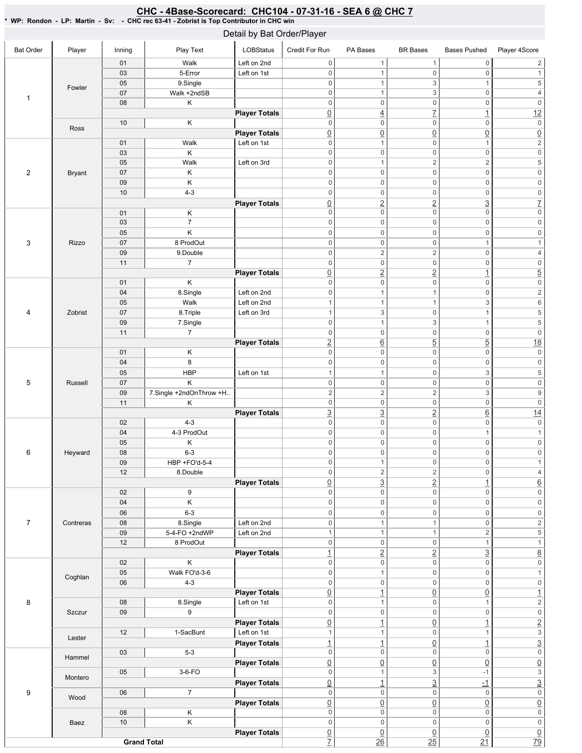# CHC - 4Base-Scorecard: CHC104 - 07-31-16 - SEA 6 @ CHC 7

**\* WP: Rondon - LP: Martin - Sv: - CHC rec 63-41 - Zobrist is Top Contributor in CHC win**

## Detail by Bat Order/Player

| Bat Order | Player | Inning | Play Text | LOBStatus | Credit For Run | PA Bases | BR Bases | Bases Pushed | Player 4Score |
|---|---|---|---|---|---|---|---|---|---|
| 1 | Fowler | 01 | Walk | Left on 2nd | 0 | 1 | 1 | 0 | 2 |
| | | 03 | 5-Error | Left on 1st | 0 | 1 | 0 | 0 | 1 |
| | | 05 | 9.Single | | 0 | 1 | 3 | 1 | 5 |
| | | 07 | Walk +2ndSB | | 0 | 1 | 3 | 0 | 4 |
| | | 08 | K | | 0 | 0 | 0 | 0 | 0 |
| | | | | **Player Totals** | 0 | 4 | 7 | 1 | 12 |
| | Ross | 10 | K | | 0 | 0 | 0 | 0 | 0 |
| | | | | **Player Totals** | 0 | 0 | 0 | 0 | 0 |
| 2 | Bryant | 01 | Walk | Left on 1st | 0 | 1 | 0 | 1 | 2 |
| | | 03 | K | | 0 | 0 | 0 | 0 | 0 |
| | | 05 | Walk | Left on 3rd | 0 | 1 | 2 | 2 | 5 |
| | | 07 | K | | 0 | 0 | 0 | 0 | 0 |
| | | 09 | K | | 0 | 0 | 0 | 0 | 0 |
| | | 10 | 4-3 | | 0 | 0 | 0 | 0 | 0 |
| | | | | **Player Totals** | 0 | 2 | 2 | 3 | 7 |
| 3 | Rizzo | 01 | K | | 0 | 0 | 0 | 0 | 0 |
| | | 03 | 7 | | 0 | 0 | 0 | 0 | 0 |
| | | 05 | K | | 0 | 0 | 0 | 0 | 0 |
| | | 07 | 8 ProdOut | | 0 | 0 | 0 | 1 | 1 |
| | | 09 | 9.Double | | 0 | 2 | 2 | 0 | 4 |
| | | 11 | 7 | | 0 | 0 | 0 | 0 | 0 |
| | | | | **Player Totals** | 0 | 2 | 2 | 1 | 5 |
| 4 | Zobrist | 01 | K | | 0 | 0 | 0 | 0 | 0 |
| | | 04 | 8.Single | Left on 2nd | 0 | 1 | 1 | 0 | 2 |
| | | 05 | Walk | Left on 2nd | 1 | 1 | 1 | 3 | 6 |
| | | 07 | 8.Triple | Left on 3rd | 1 | 3 | 0 | 1 | 5 |
| | | 09 | 7.Single | | 0 | 1 | 3 | 1 | 5 |
| | | 11 | 7 | | 0 | 0 | 0 | 0 | 0 |
| | | | | **Player Totals** | 2 | 6 | 5 | 5 | 18 |
| 5 | Russell | 01 | K | | 0 | 0 | 0 | 0 | 0 |
| | | 04 | 8 | | 0 | 0 | 0 | 0 | 0 |
| | | 05 | HBP | Left on 1st | 1 | 1 | 0 | 3 | 5 |
| | | 07 | K | | 0 | 0 | 0 | 0 | 0 |
| | | 09 | 7.Single +2ndOnThrow +H.. | | 2 | 2 | 2 | 3 | 9 |
| | | 11 | K | | 0 | 0 | 0 | 0 | 0 |
| | | | | **Player Totals** | 3 | 3 | 2 | 6 | 14 |
| 6 | Heyward | 02 | 4-3 | | 0 | 0 | 0 | 0 | 0 |
| | | 04 | 4-3 ProdOut | | 0 | 0 | 0 | 1 | 1 |
| | | 05 | K | | 0 | 0 | 0 | 0 | 0 |
| | | 08 | 6-3 | | 0 | 0 | 0 | 0 | 0 |
| | | 09 | HBP +FO'd-5-4 | | 0 | 1 | 0 | 0 | 1 |
| | | 12 | 8.Double | | 0 | 2 | 2 | 0 | 4 |
| | | | | **Player Totals** | 0 | 3 | 2 | 1 | 6 |
| 7 | Contreras | 02 | 9 | | 0 | 0 | 0 | 0 | 0 |
| | | 04 | K | | 0 | 0 | 0 | 0 | 0 |
| | | 06 | 6-3 | | 0 | 0 | 0 | 0 | 0 |
| | | 08 | 8.Single | Left on 2nd | 0 | 1 | 1 | 0 | 2 |
| | | 09 | 5-4-FO +2ndWP | Left on 2nd | 1 | 1 | 1 | 2 | 5 |
| | | 12 | 8 ProdOut | | 0 | 0 | 0 | 1 | 1 |
| | | | | **Player Totals** | 1 | 2 | 2 | 3 | 8 |
| 8 | Coghlan | 02 | K | | 0 | 0 | 0 | 0 | 0 |
| | | 05 | Walk FO'd-3-6 | | 0 | 1 | 0 | 0 | 1 |
| | | 06 | 4-3 | | 0 | 0 | 0 | 0 | 0 |
| | | | | **Player Totals** | 0 | 1 | 0 | 0 | 1 |
| | Szczur | 08 | 8.Single | Left on 1st | 0 | 1 | 0 | 1 | 2 |
| | | 09 | 9 | | 0 | 0 | 0 | 0 | 0 |
| | | | | **Player Totals** | 0 | 1 | 0 | 1 | 2 |
| | Lester | 12 | 1-SacBunt | Left on 1st | 1 | 1 | 0 | 1 | 3 |
| | | | | **Player Totals** | 1 | 1 | 0 | 1 | 3 |
| 9 | Hammel | 03 | 5-3 | | 0 | 0 | 0 | 0 | 0 |
| | | | | **Player Totals** | 0 | 0 | 0 | 0 | 0 |
| | Montero | 05 | 3-6-FO | | 0 | 1 | 3 | -1 | 3 |
| | | | | **Player Totals** | 0 | 1 | 3 | -1 | 3 |
| | Wood | 06 | 7 | | 0 | 0 | 0 | 0 | 0 |
| | | | | **Player Totals** | 0 | 0 | 0 | 0 | 0 |
| | Baez | 08 | K | | 0 | 0 | 0 | 0 | 0 |
| | | 10 | K | | 0 | 0 | 0 | 0 | 0 |
| | | | | **Player Totals** | 0 | 0 | 0 | 0 | 0 |
| **Grand Total** | | | | | 7 | 26 | 25 | 21 | 79 |